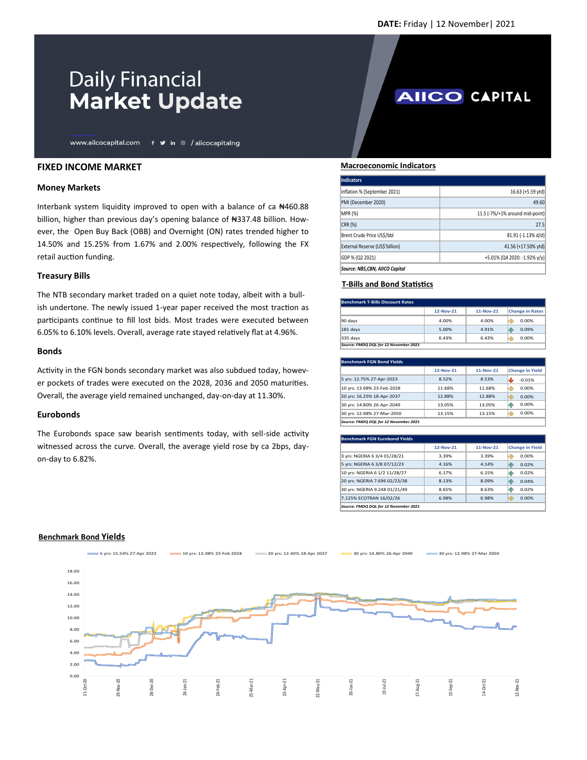**DATE:** Friday | 12 November| 2021

# Daily Financial **Market Update**

www.aiicocapital.com / aiicocapitalng

AIICO CAPITAL

## FIXED INCOME MARKET

### Money Markets

Interbank system liquidity improved to open with a balance of ca ₦460.88 billion, higher than previous day's opening balance of ₦337.48 billion. However, the Open Buy Back (OBB) and Overnight (ON) rates trended higher to 14.50% and 15.25% from 1.67% and 2.00% respectively, following the FX retail auction funding.

### Treasury Bills

The NTB secondary market traded on a quiet note today, albeit with a bullish undertone. The newly issued 1-year paper received the most traction as participants continue to fill lost bids. Most trades were executed between 6.05% to 6.10% levels. Overall, average rate stayed relatively flat at 4.96%.

### Bonds

Activity in the FGN bonds secondary market was also subdued today, however pockets of trades were executed on the 2028, 2036 and 2050 maturities. Overall, the average yield remained unchanged, day-on-day at 11.30%.

### Eurobonds

The Eurobonds space saw bearish sentiments today, with sell-side activity witnessed across the curve. Overall, the average yield rose by ca 2bps, day-on-day to 6.82%.

### Macroeconomic Indicators

| Indicators | |
|---|---|
| Inflation % (September 2021) | 16.63 (+5.59 ytd) |
| PMI (December 2020) | 49.60 |
| MPR (%) | 11.5 (-7%/+1% around mid-point) |
| CRR (%) | 27.5 |
| Brent Crude Price US$/bbl | 81.91 (-1.13% d/d) |
| External Reserve (US$'billion) | 41.56 (+17.50% ytd) |
| GDP % (Q2 2021) | +5.01% (Q4 2020: -1.92% y/y) |

*Source: NBS,CBN, AIICO Capital*

### T-Bills and Bond Statistics

| Benchmark T-Bills Discount Rates | 12-Nov-21 | 11-Nov-21 | Change in Rates |
|---|---|---|---|
| 90 days | 4.00% | 4.00% | 0.00% |
| 181 days | 5.00% | 4.91% | 0.09% |
| 335 days | 6.43% | 6.43% | 0.00% |

*Source: FMDQ DQL for 12 November 2021*

| Benchmark FGN Bond Yields | 12-Nov-21 | 11-Nov-21 | Change in Yield |
|---|---|---|---|
| 5 yrs: 12.75% 27-Apr-2023 | 8.52% | 8.53% | -0.01% |
| 10 yrs: 13.98% 23-Feb-2028 | 11.68% | 11.68% | 0.00% |
| 20 yrs: 16.25% 18-Apr-2037 | 12.88% | 12.88% | 0.00% |
| 30 yrs: 14.80% 26-Apr-2049 | 13.05% | 13.05% | 0.00% |
| 30 yrs: 12.98% 27-Mar-2050 | 13.15% | 13.15% | 0.00% |

*Source: FMDQ DQL for 12 November 2021*

| Benchmark FGN Eurobond Yields | 12-Nov-21 | 11-Nov-21 | Change in Yield |
|---|---|---|---|
| 3 yrs: NGERIA 6 3/4 01/28/21 | 3.39% | 3.39% | 0.00% |
| 5 yrs: NGERIA 6 3/8 07/12/23 | 4.16% | 4.14% | 0.02% |
| 10 yrs: NGERIA 6 1/2 11/28/27 | 6.17% | 6.15% | 0.02% |
| 20 yrs: NGERIA 7.696 02/23/38 | 8.13% | 8.09% | 0.04% |
| 30 yrs: NGERIA 9.248 01/21/49 | 8.65% | 8.63% | 0.02% |
| 7.125% ECOTRAN 16/02/26 | 6.98% | 6.98% | 0.00% |

*Source: FMDQ DQL for 12 November 2021*

### Benchmark Bond Yields

Legend: 5 yrs: 15.54% 27-Apr 2023; 10 yrs: 13.98% 23-Feb 2028; 20 yrs: 12.40% 18-Apr 2037; 30 yrs: 14.80% 26-Apr 2049; 30 yrs: 12.98% 27-Mar 2050

Y-axis: 0.00, 2.00, 4.00, 6.00, 8.00, 10.00, 12.00, 14.00, 16.00, 18.00

X-axis: 31-Oct-20, 29-Nov-20, 28-Dec-20, 26-Jan-21, 24-Feb-21, 25-Mar-21, 23-Apr-21, 22-May-21, 20-Jun-21, 19-Jul-21, 17-Aug-21, 15-Sep-21, 14-Oct-21, 12-Nov-21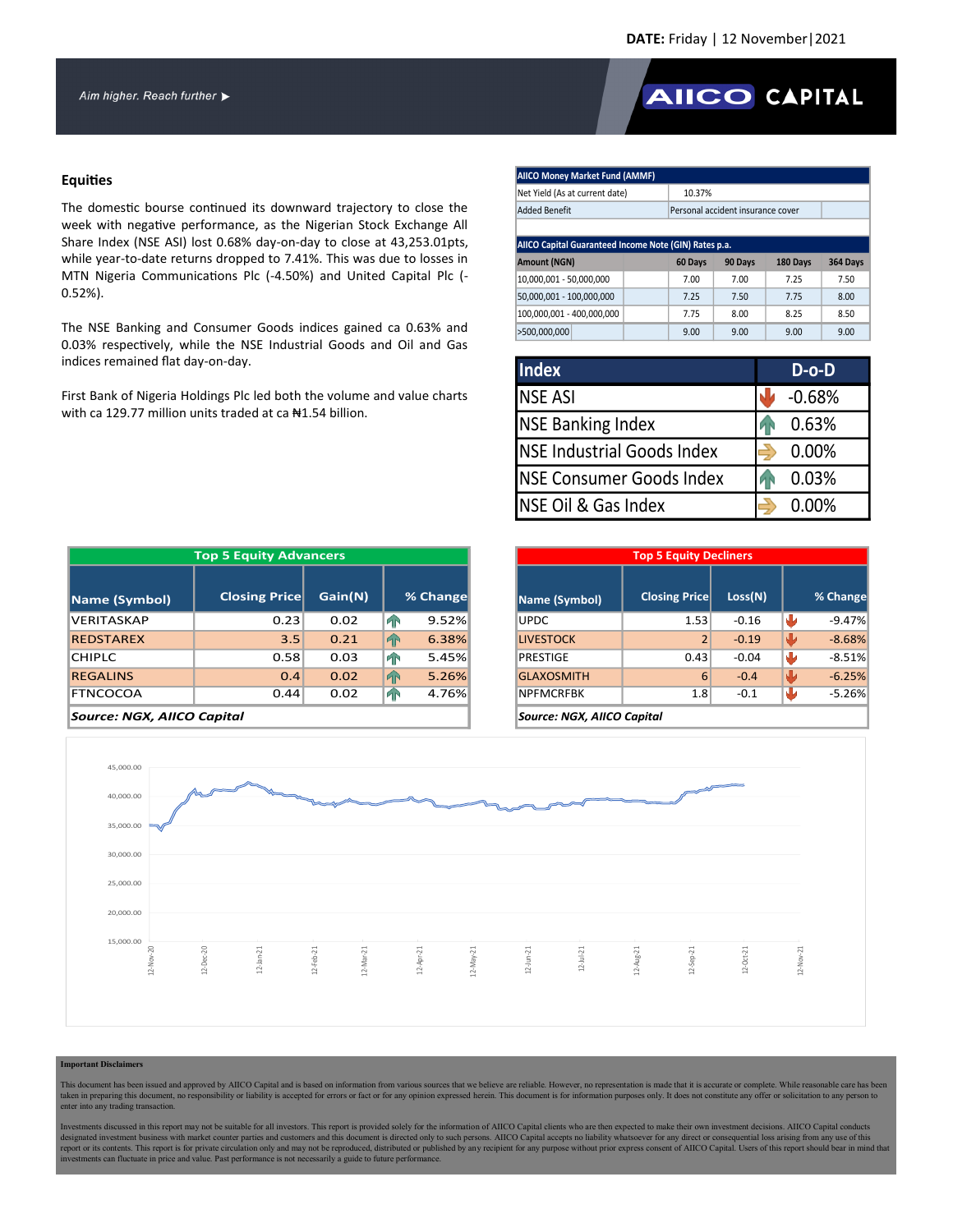DATE: Friday | 12 November|2021

Aim higher. Reach further ▶

AIICO CAPITAL

## Equities

The domestic bourse continued its downward trajectory to close the week with negative performance, as the Nigerian Stock Exchange All Share Index (NSE ASI) lost 0.68% day-on-day to close at 43,253.01pts, while year-to-date returns dropped to 7.41%. This was due to losses in MTN Nigeria Communications Plc (-4.50%) and United Capital Plc (-0.52%).

The NSE Banking and Consumer Goods indices gained ca 0.63% and 0.03% respectively, while the NSE Industrial Goods and Oil and Gas indices remained flat day-on-day.

First Bank of Nigeria Holdings Plc led both the volume and value charts with ca 129.77 million units traded at ca ₦1.54 billion.

| AIICO Money Market Fund (AMMF) | |
|---|---|
| Net Yield (As at current date) | 10.37% |
| Added Benefit | Personal accident insurance cover |

| AIICO Capital Guaranteed Income Note (GIN) Rates p.a. | | | | |
|---|---|---|---|---|
| Amount (NGN) | 60 Days | 90 Days | 180 Days | 364 Days |
| 10,000,001 - 50,000,000 | 7.00 | 7.00 | 7.25 | 7.50 |
| 50,000,001 - 100,000,000 | 7.25 | 7.50 | 7.75 | 8.00 |
| 100,000,001 - 400,000,000 | 7.75 | 8.00 | 8.25 | 8.50 |
| >500,000,000 | 9.00 | 9.00 | 9.00 | 9.00 |

| Index | D-o-D |
|---|---|
| NSE ASI | -0.68% |
| NSE Banking Index | 0.63% |
| NSE Industrial Goods Index | 0.00% |
| NSE Consumer Goods Index | 0.03% |
| NSE Oil & Gas Index | 0.00% |

**Top 5 Equity Advancers**

| Name (Symbol) | Closing Price | Gain(N) | % Change |
|---|---|---|---|
| VERITASKAP | 0.23 | 0.02 | 9.52% |
| REDSTAREX | 3.5 | 0.21 | 6.38% |
| CHIPLC | 0.58 | 0.03 | 5.45% |
| REGALINS | 0.4 | 0.02 | 5.26% |
| FTNCOCOA | 0.44 | 0.02 | 4.76% |

*Source: NGX, AIICO Capital*

**Top 5 Equity Decliners**

| Name (Symbol) | Closing Price | Loss(N) | % Change |
|---|---|---|---|
| UPDC | 1.53 | -0.16 | -9.47% |
| LIVESTOCK | 2 | -0.19 | -8.68% |
| PRESTIGE | 0.43 | -0.04 | -8.51% |
| GLAXOSMITH | 6 | -0.4 | -6.25% |
| NPFMCRFBK | 1.8 | -0.1 | -5.26% |

*Source: NGX, AIICO Capital*

45,000.00
40,000.00
35,000.00
30,000.00
25,000.00
20,000.00
15,000.00

12-Nov-20, 12-Dec-20, 12-Jan-21, 12-Feb-21, 12-Mar-21, 12-Apr-21, 12-May-21, 12-Jun-21, 12-Jul-21, 12-Aug-21, 12-Sep-21, 12-Oct-21, 12-Nov-21

**Important Disclaimers**

This document has been issued and approved by AIICO Capital and is based on information from various sources that we believe are reliable. However, no representation is made that it is accurate or complete. While reasonable care has been taken in preparing this document, no responsibility or liability is accepted for errors or fact or for any opinion expressed herein. This document is for information purposes only. It does not constitute any offer or solicitation to any person to enter into any trading transaction.

Investments discussed in this report may not be suitable for all investors. This report is provided solely for the information of AIICO Capital clients who are then expected to make their own investment decisions. AIICO Capital conducts designated investment business with market counter parties and customers and this document is directed only to such persons. AIICO Capital accepts no liability whatsoever for any direct or consequential loss arising from any use of this report or its contents. This report is for private circulation only and may not be reproduced, distributed or published by any recipient for any purpose without prior express consent of AIICO Capital. Users of this report should bear in mind that investments can fluctuate in price and value. Past performance is not necessarily a guide to future performance.